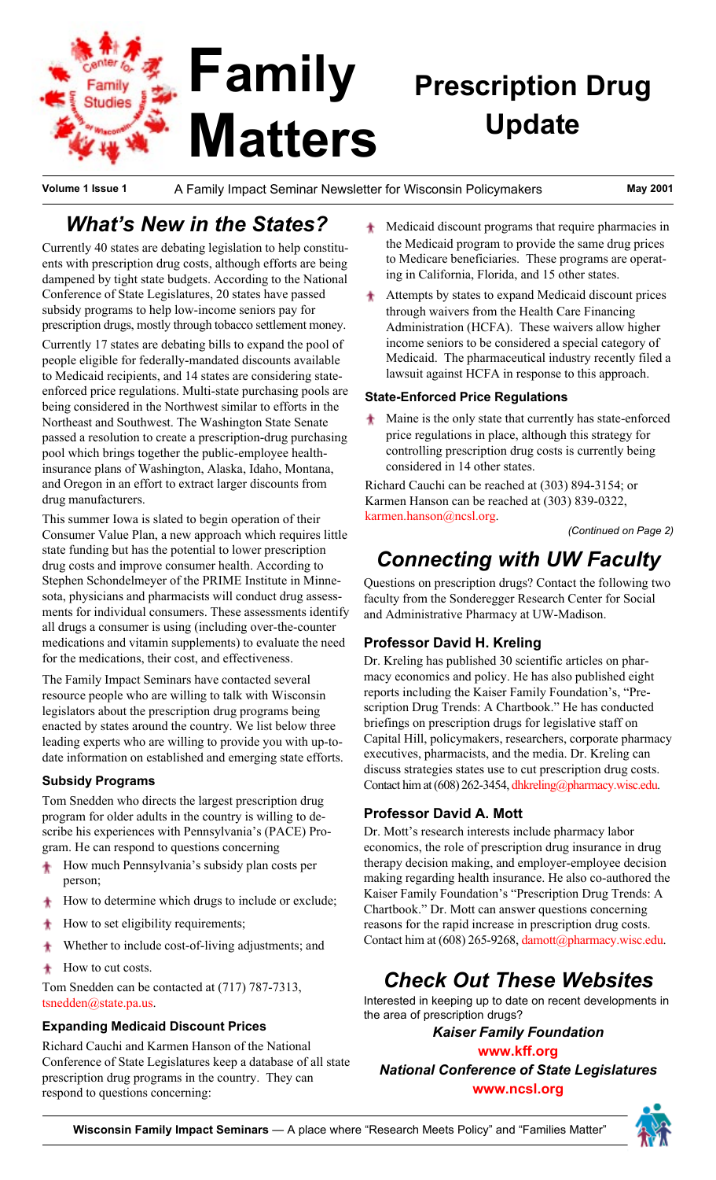# Family Matters

## Prescription Drug Update

Volume 1 Issue 1 — A Family Impact Seminar Newsletter for Wisconsin Policymakers — May 2001

## *What's New in the States?*

Currently 40 states are debating legislation to help constituents with prescription drug costs, although efforts are being dampened by tight state budgets. According to the National Conference of State Legislatures, 20 states have passed subsidy programs to help low-income seniors pay for prescription drugs, mostly through tobacco settlement money.

Currently 17 states are debating bills to expand the pool of people eligible for federally-mandated discounts available to Medicaid recipients, and 14 states are considering state-enforced price regulations. Multi-state purchasing pools are being considered in the Northwest similar to efforts in the Northeast and Southwest. The Washington State Senate passed a resolution to create a prescription-drug purchasing pool which brings together the public-employee health-insurance plans of Washington, Alaska, Idaho, Montana, and Oregon in an effort to extract larger discounts from drug manufacturers.

This summer Iowa is slated to begin operation of their Consumer Value Plan, a new approach which requires little state funding but has the potential to lower prescription drug costs and improve consumer health. According to Stephen Schondelmeyer of the PRIME Institute in Minnesota, physicians and pharmacists will conduct drug assessments for individual consumers. These assessments identify all drugs a consumer is using (including over-the-counter medications and vitamin supplements) to evaluate the need for the medications, their cost, and effectiveness.

The Family Impact Seminars have contacted several resource people who are willing to talk with Wisconsin legislators about the prescription drug programs being enacted by states around the country. We list below three leading experts who are willing to provide you with up-to-date information on established and emerging state efforts.

### Subsidy Programs

Tom Snedden who directs the largest prescription drug program for older adults in the country is willing to describe his experiences with Pennsylvania's (PACE) Program. He can respond to questions concerning

- How much Pennsylvania's subsidy plan costs per person;
- How to determine which drugs to include or exclude;
- How to set eligibility requirements;
- Whether to include cost-of-living adjustments; and
- How to cut costs.

Tom Snedden can be contacted at (717) 787-7313, tsnedden@state.pa.us.

### Expanding Medicaid Discount Prices

Richard Cauchi and Karmen Hanson of the National Conference of State Legislatures keep a database of all state prescription drug programs in the country. They can respond to questions concerning:

- Medicaid discount programs that require pharmacies in the Medicaid program to provide the same drug prices to Medicare beneficiaries. These programs are operating in California, Florida, and 15 other states.
- Attempts by states to expand Medicaid discount prices through waivers from the Health Care Financing Administration (HCFA). These waivers allow higher income seniors to be considered a special category of Medicaid. The pharmaceutical industry recently filed a lawsuit against HCFA in response to this approach.

### State-Enforced Price Regulations

- Maine is the only state that currently has state-enforced price regulations in place, although this strategy for controlling prescription drug costs is currently being considered in 14 other states.

Richard Cauchi can be reached at (303) 894-3154; or Karmen Hanson can be reached at (303) 839-0322, karmen.hanson@ncsl.org.

*(Continued on Page 2)*

## *Connecting with UW Faculty*

Questions on prescription drugs? Contact the following two faculty from the Sonderegger Research Center for Social and Administrative Pharmacy at UW-Madison.

### Professor David H. Kreling

Dr. Kreling has published 30 scientific articles on pharmacy economics and policy. He has also published eight reports including the Kaiser Family Foundation's, "Prescription Drug Trends: A Chartbook." He has conducted briefings on prescription drugs for legislative staff on Capital Hill, policymakers, researchers, corporate pharmacy executives, pharmacists, and the media. Dr. Kreling can discuss strategies states use to cut prescription drug costs. Contact him at (608) 262-3454, dhkreling@pharmacy.wisc.edu.

### Professor David A. Mott

Dr. Mott's research interests include pharmacy labor economics, the role of prescription drug insurance in drug therapy decision making, and employer-employee decision making regarding health insurance. He also co-authored the Kaiser Family Foundation's "Prescription Drug Trends: A Chartbook." Dr. Mott can answer questions concerning reasons for the rapid increase in prescription drug costs. Contact him at (608) 265-9268, damott@pharmacy.wisc.edu.

## *Check Out These Websites*

Interested in keeping up to date on recent developments in the area of prescription drugs?

***Kaiser Family Foundation***

**www.kff.org**

***National Conference of State Legislatures***

**www.ncsl.org**

**Wisconsin Family Impact Seminars** — A place where "Research Meets Policy" and "Families Matter"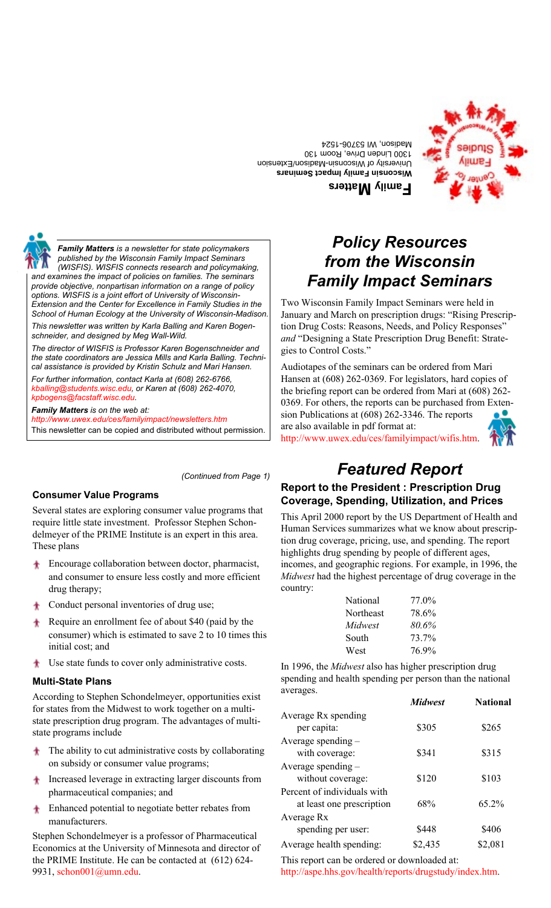**Family Matters**
**Wisconsin Family Impact Seminars**
University of Wisconsin-Madison/Extension
1300 Linden Drive, Room 130
Madison, WI 53706-1524

***Family Matters*** *is a newsletter for state policymakers published by the Wisconsin Family Impact Seminars (WISFIS). WISFIS connects research and policymaking, and examines the impact of policies on families. The seminars provide objective, nonpartisan information on a range of policy options. WISFIS is a joint effort of University of Wisconsin-Extension and the Center for Excellence in Family Studies in the School of Human Ecology at the University of Wisconsin-Madison.*

*This newsletter was written by Karla Balling and Karen Bogenschneider, and designed by Meg Wall-Wild.*

*The director of WISFIS is Professor Karen Bogenschneider and the state coordinators are Jessica Mills and Karla Balling. Technical assistance is provided by Kristin Schulz and Mari Hansen.*

*For further information, contact Karla at (608) 262-6766, kballing@students.wisc.edu, or Karen at (608) 262-4070, kpbogens@facstaff.wisc.edu.*

***Family Matters*** *is on the web at:*
*http://www.uwex.edu/ces/familyimpact/newsletters.htm*

This newsletter can be copied and distributed without permission.

# Policy Resources from the Wisconsin Family Impact Seminars

Two Wisconsin Family Impact Seminars were held in January and March on prescription drugs: "Rising Prescription Drug Costs: Reasons, Needs, and Policy Responses" *and* "Designing a State Prescription Drug Benefit: Strategies to Control Costs."

Audiotapes of the seminars can be ordered from Mari Hansen at (608) 262-0369. For legislators, hard copies of the briefing report can be ordered from Mari at (608) 262-0369. For others, the reports can be purchased from Extension Publications at (608) 262-3346. The reports are also available in pdf format at: http://www.uwex.edu/ces/familyimpact/wifis.htm.

*(Continued from Page 1)*

### Consumer Value Programs

Several states are exploring consumer value programs that require little state investment. Professor Stephen Schondelmeyer of the PRIME Institute is an expert in this area. These plans

- Encourage collaboration between doctor, pharmacist, and consumer to ensure less costly and more efficient drug therapy;
- Conduct personal inventories of drug use;
- Require an enrollment fee of about $40 (paid by the consumer) which is estimated to save 2 to 10 times this initial cost; and
- Use state funds to cover only administrative costs.

### Multi-State Plans

According to Stephen Schondelmeyer, opportunities exist for states from the Midwest to work together on a multi-state prescription drug program. The advantages of multi-state programs include

- The ability to cut administrative costs by collaborating on subsidy or consumer value programs;
- Increased leverage in extracting larger discounts from pharmaceutical companies; and
- Enhanced potential to negotiate better rebates from manufacturers.

Stephen Schondelmeyer is a professor of Pharmaceutical Economics at the University of Minnesota and director of the PRIME Institute. He can be contacted at (612) 624-9931, schon001@umn.edu.

# Featured Report

### Report to the President : Prescription Drug Coverage, Spending, Utilization, and Prices

This April 2000 report by the US Department of Health and Human Services summarizes what we know about prescription drug coverage, pricing, use, and spending. The report highlights drug spending by people of different ages, incomes, and geographic regions. For example, in 1996, the *Midwest* had the highest percentage of drug coverage in the country:

| | |
|---|---|
| National | 77.0% |
| Northeast | 78.6% |
| *Midwest* | *80.6%* |
| South | 73.7% |
| West | 76.9% |

In 1996, the *Midwest* also has higher prescription drug spending and health spending per person than the national averages.

| | *Midwest* | National |
|---|---|---|
| Average Rx spending per capita: | $305 | $265 |
| Average spending – with coverage: | $341 | $315 |
| Average spending – without coverage: | $120 | $103 |
| Percent of individuals with at least one prescription | 68% | 65.2% |
| Average Rx spending per user: | $448 | $406 |
| Average health spending: | $2,435 | $2,081 |

This report can be ordered or downloaded at: http://aspe.hhs.gov/health/reports/drugstudy/index.htm.